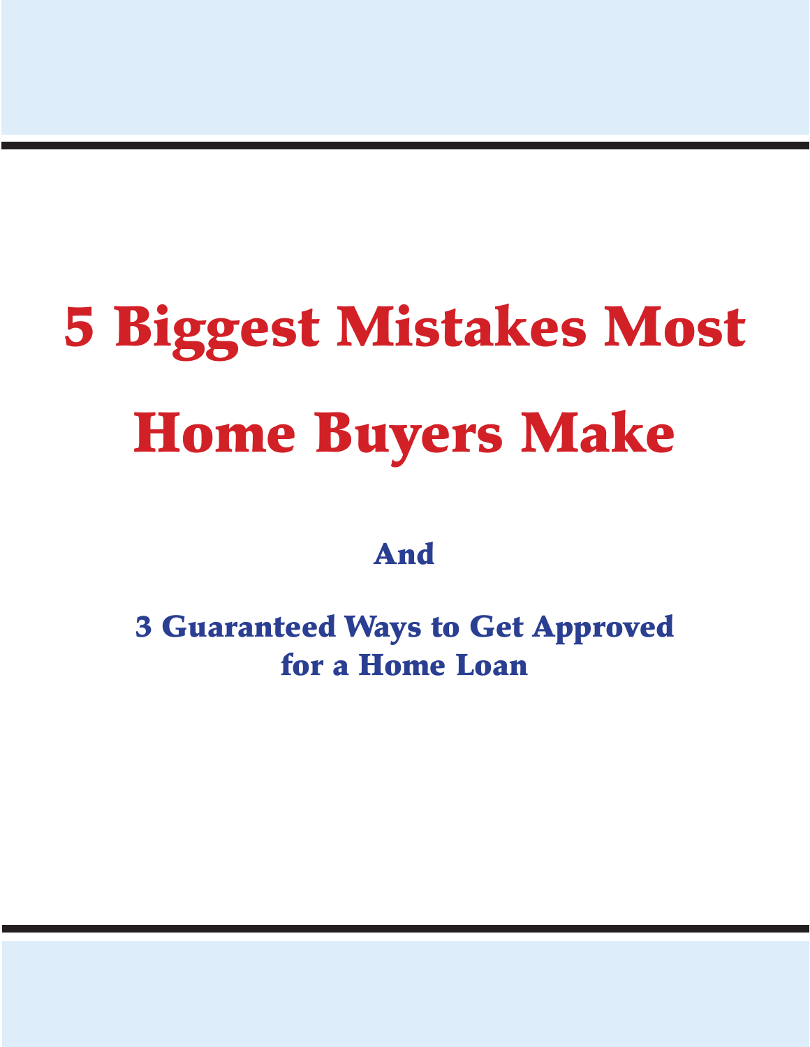# 5 Biggest Mistakes Most Home Buyers Make

## And

## 3 Guaranteed Ways to Get Approved for a Home Loan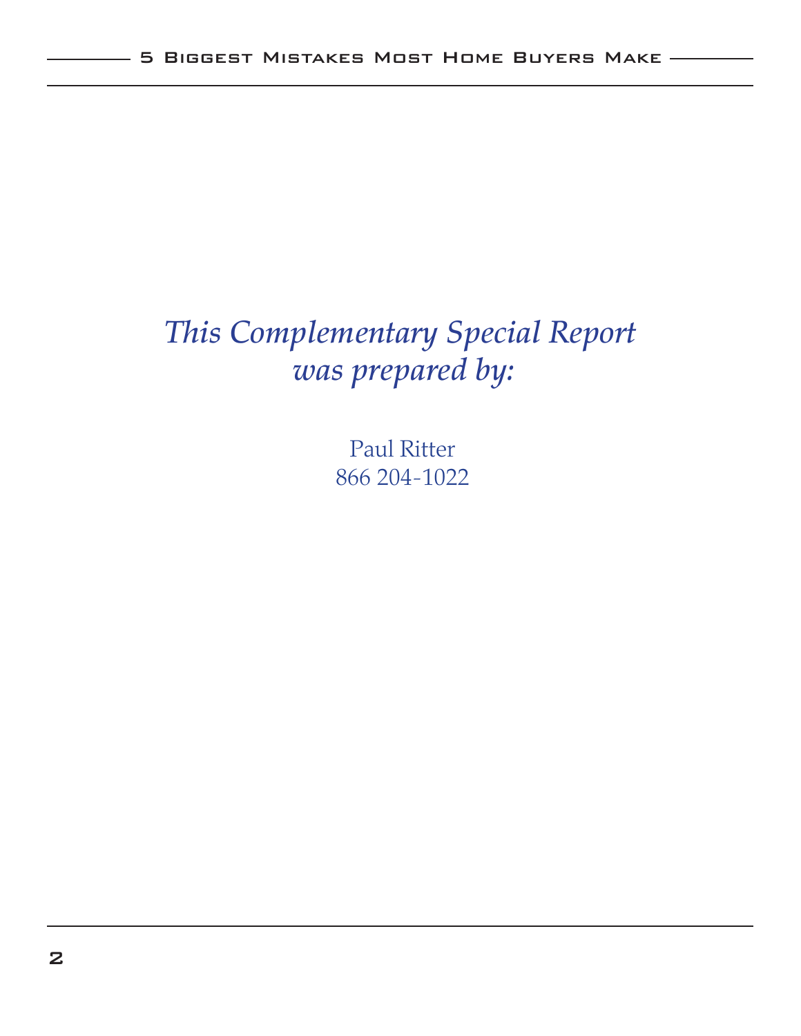*This Complementary Special Report was prepared by:*

Paul Ritter
866 204-1022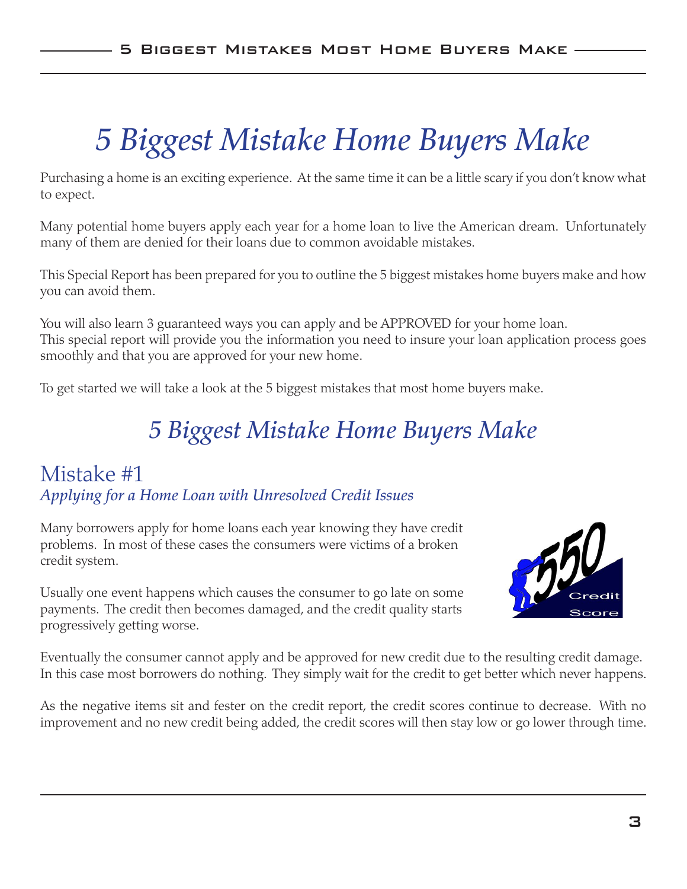# 5 Biggest Mistake Home Buyers Make

Purchasing a home is an exciting experience. At the same time it can be a little scary if you don't know what to expect.

Many potential home buyers apply each year for a home loan to live the American dream. Unfortunately many of them are denied for their loans due to common avoidable mistakes.

This Special Report has been prepared for you to outline the 5 biggest mistakes home buyers make and how you can avoid them.

You will also learn 3 guaranteed ways you can apply and be APPROVED for your home loan. This special report will provide you the information you need to insure your loan application process goes smoothly and that you are approved for your new home.

To get started we will take a look at the 5 biggest mistakes that most home buyers make.

## 5 Biggest Mistake Home Buyers Make

### Mistake #1

*Applying for a Home Loan with Unresolved Credit Issues*

Many borrowers apply for home loans each year knowing they have credit problems. In most of these cases the consumers were victims of a broken credit system.

Usually one event happens which causes the consumer to go late on some payments. The credit then becomes damaged, and the credit quality starts progressively getting worse.

Eventually the consumer cannot apply and be approved for new credit due to the resulting credit damage. In this case most borrowers do nothing. They simply wait for the credit to get better which never happens.

As the negative items sit and fester on the credit report, the credit scores continue to decrease. With no improvement and no new credit being added, the credit scores will then stay low or go lower through time.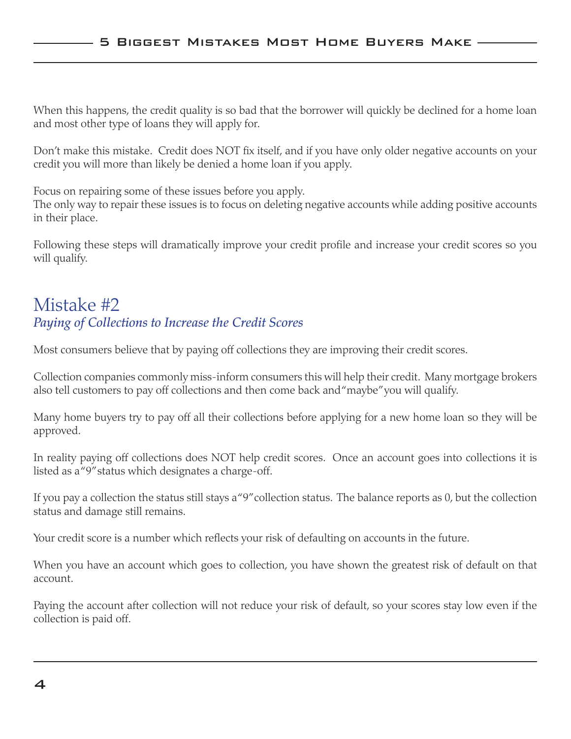When this happens, the credit quality is so bad that the borrower will quickly be declined for a home loan and most other type of loans they will apply for.

Don't make this mistake. Credit does NOT fix itself, and if you have only older negative accounts on your credit you will more than likely be denied a home loan if you apply.

Focus on repairing some of these issues before you apply.
The only way to repair these issues is to focus on deleting negative accounts while adding positive accounts in their place.

Following these steps will dramatically improve your credit profile and increase your credit scores so you will qualify.

## Mistake #2

*Paying of Collections to Increase the Credit Scores*

Most consumers believe that by paying off collections they are improving their credit scores.

Collection companies commonly miss-inform consumers this will help their credit. Many mortgage brokers also tell customers to pay off collections and then come back and "maybe" you will qualify.

Many home buyers try to pay off all their collections before applying for a new home loan so they will be approved.

In reality paying off collections does NOT help credit scores. Once an account goes into collections it is listed as a "9" status which designates a charge-off.

If you pay a collection the status still stays a "9" collection status. The balance reports as 0, but the collection status and damage still remains.

Your credit score is a number which reflects your risk of defaulting on accounts in the future.

When you have an account which goes to collection, you have shown the greatest risk of default on that account.

Paying the account after collection will not reduce your risk of default, so your scores stay low even if the collection is paid off.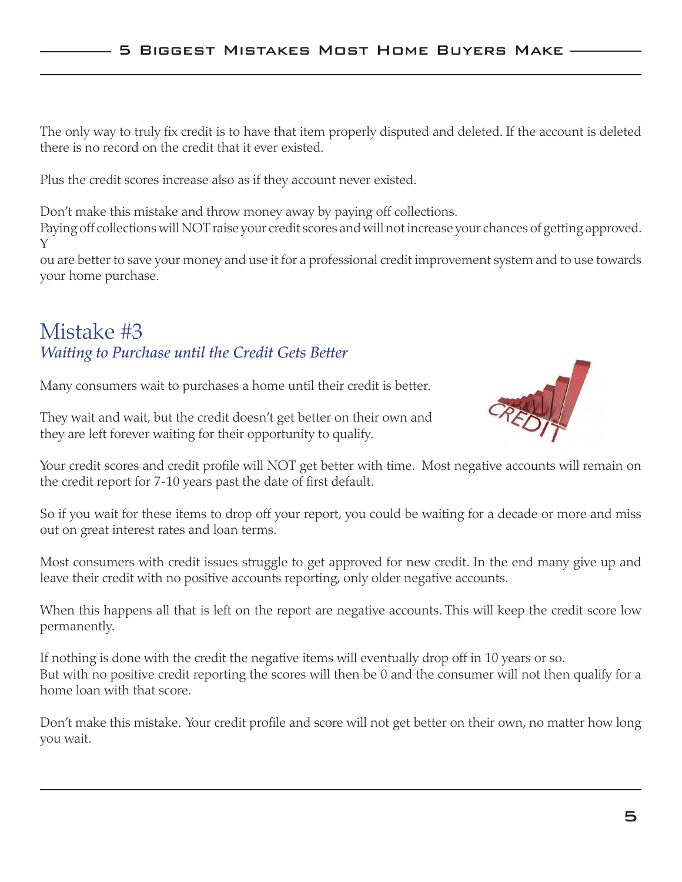The only way to truly fix credit is to have that item properly disputed and deleted. If the account is deleted there is no record on the credit that it ever existed.

Plus the credit scores increase also as if they account never existed.

Don't make this mistake and throw money away by paying off collections.
Paying off collections will NOT raise your credit scores and will not increase your chances of getting approved. You are better to save your money and use it for a professional credit improvement system and to use towards your home purchase.

## Mistake #3

### *Waiting to Purchase until the Credit Gets Better*

Many consumers wait to purchases a home until their credit is better.

They wait and wait, but the credit doesn't get better on their own and they are left forever waiting for their opportunity to qualify.

Your credit scores and credit profile will NOT get better with time. Most negative accounts will remain on the credit report for 7-10 years past the date of first default.

So if you wait for these items to drop off your report, you could be waiting for a decade or more and miss out on great interest rates and loan terms.

Most consumers with credit issues struggle to get approved for new credit. In the end many give up and leave their credit with no positive accounts reporting, only older negative accounts.

When this happens all that is left on the report are negative accounts. This will keep the credit score low permanently.

If nothing is done with the credit the negative items will eventually drop off in 10 years or so.
But with no positive credit reporting the scores will then be 0 and the consumer will not then qualify for a home loan with that score.

Don't make this mistake. Your credit profile and score will not get better on their own, no matter how long you wait.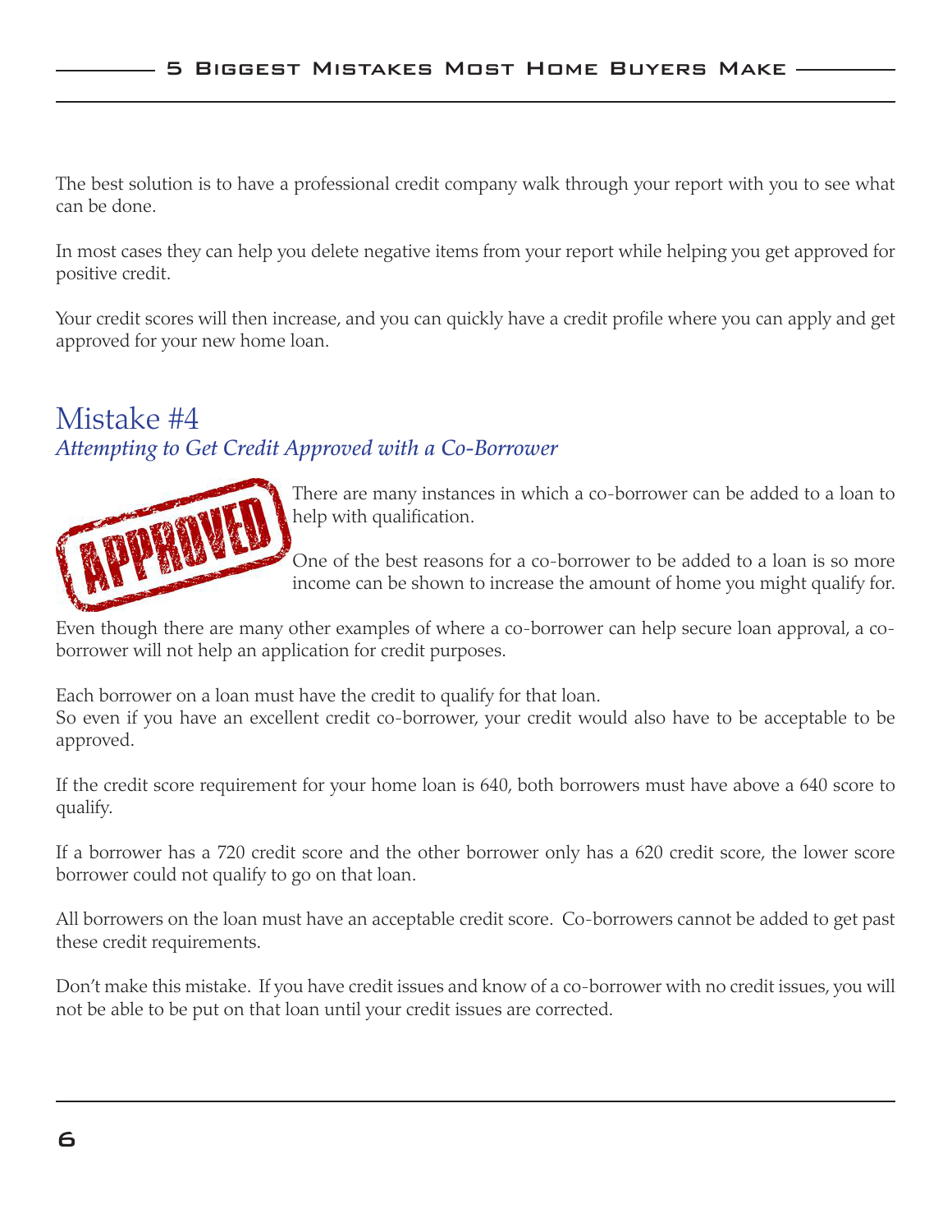The best solution is to have a professional credit company walk through your report with you to see what can be done.

In most cases they can help you delete negative items from your report while helping you get approved for positive credit.

Your credit scores will then increase, and you can quickly have a credit profile where you can apply and get approved for your new home loan.

## Mistake #4

### *Attempting to Get Credit Approved with a Co-Borrower*

There are many instances in which a co-borrower can be added to a loan to help with qualification.

One of the best reasons for a co-borrower to be added to a loan is so more income can be shown to increase the amount of home you might qualify for.

Even though there are many other examples of where a co-borrower can help secure loan approval, a co-borrower will not help an application for credit purposes.

Each borrower on a loan must have the credit to qualify for that loan.
So even if you have an excellent credit co-borrower, your credit would also have to be acceptable to be approved.

If the credit score requirement for your home loan is 640, both borrowers must have above a 640 score to qualify.

If a borrower has a 720 credit score and the other borrower only has a 620 credit score, the lower score borrower could not qualify to go on that loan.

All borrowers on the loan must have an acceptable credit score. Co-borrowers cannot be added to get past these credit requirements.

Don't make this mistake. If you have credit issues and know of a co-borrower with no credit issues, you will not be able to be put on that loan until your credit issues are corrected.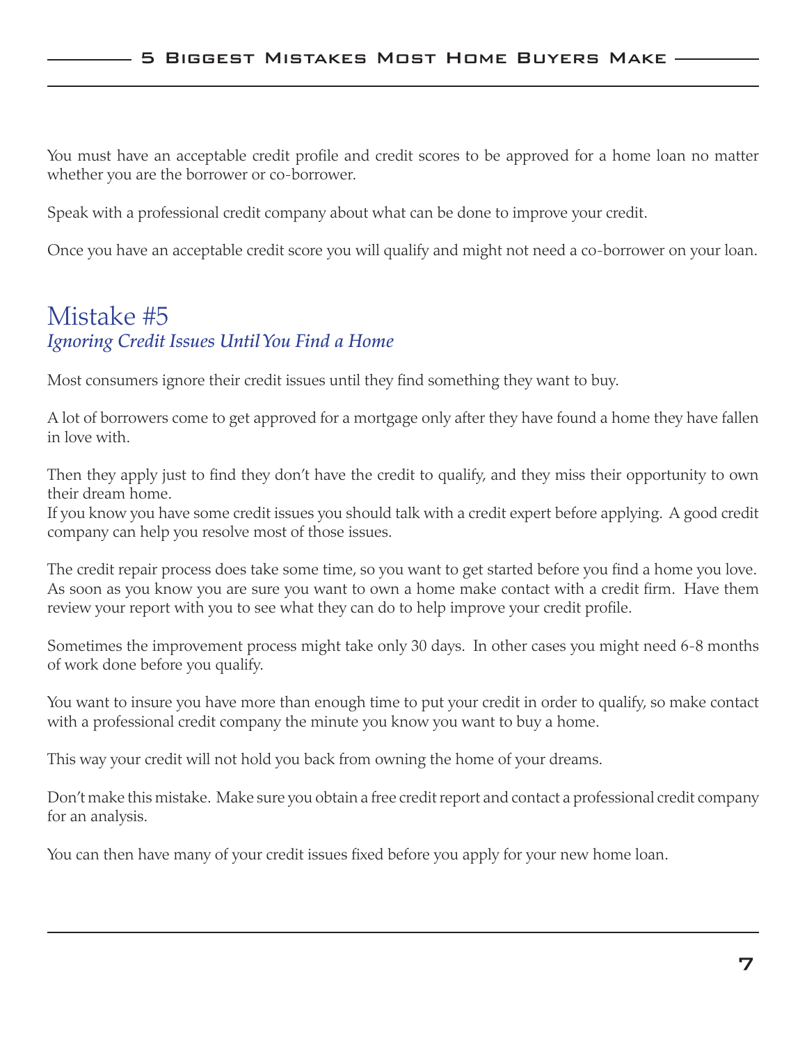You must have an acceptable credit profile and credit scores to be approved for a home loan no matter whether you are the borrower or co-borrower.

Speak with a professional credit company about what can be done to improve your credit.

Once you have an acceptable credit score you will qualify and might not need a co-borrower on your loan.

## Mistake #5

### *Ignoring Credit Issues Until You Find a Home*

Most consumers ignore their credit issues until they find something they want to buy.

A lot of borrowers come to get approved for a mortgage only after they have found a home they have fallen in love with.

Then they apply just to find they don't have the credit to qualify, and they miss their opportunity to own their dream home.
If you know you have some credit issues you should talk with a credit expert before applying. A good credit company can help you resolve most of those issues.

The credit repair process does take some time, so you want to get started before you find a home you love. As soon as you know you are sure you want to own a home make contact with a credit firm. Have them review your report with you to see what they can do to help improve your credit profile.

Sometimes the improvement process might take only 30 days. In other cases you might need 6-8 months of work done before you qualify.

You want to insure you have more than enough time to put your credit in order to qualify, so make contact with a professional credit company the minute you know you want to buy a home.

This way your credit will not hold you back from owning the home of your dreams.

Don't make this mistake. Make sure you obtain a free credit report and contact a professional credit company for an analysis.

You can then have many of your credit issues fixed before you apply for your new home loan.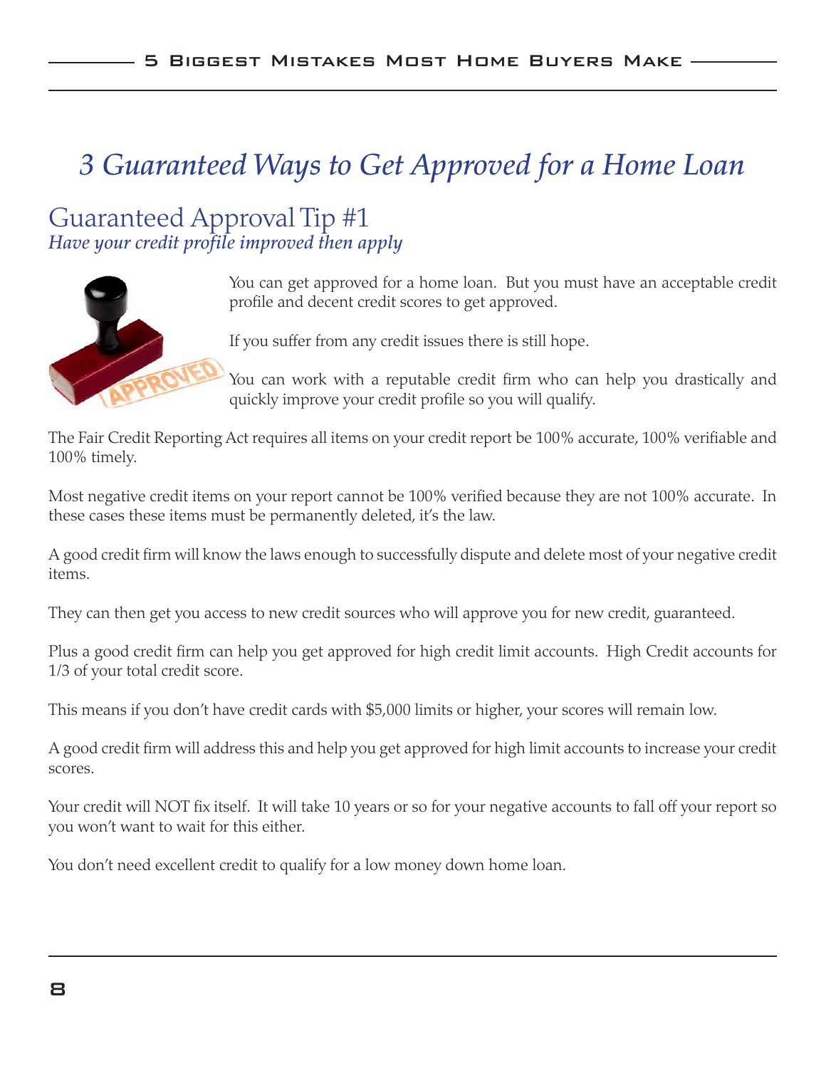# 3 Guaranteed Ways to Get Approved for a Home Loan

## Guaranteed Approval Tip #1

*Have your credit profile improved then apply*

You can get approved for a home loan. But you must have an acceptable credit profile and decent credit scores to get approved.

If you suffer from any credit issues there is still hope.

You can work with a reputable credit firm who can help you drastically and quickly improve your credit profile so you will qualify.

The Fair Credit Reporting Act requires all items on your credit report be 100% accurate, 100% verifiable and 100% timely.

Most negative credit items on your report cannot be 100% verified because they are not 100% accurate. In these cases these items must be permanently deleted, it's the law.

A good credit firm will know the laws enough to successfully dispute and delete most of your negative credit items.

They can then get you access to new credit sources who will approve you for new credit, guaranteed.

Plus a good credit firm can help you get approved for high credit limit accounts. High Credit accounts for 1/3 of your total credit score.

This means if you don't have credit cards with $5,000 limits or higher, your scores will remain low.

A good credit firm will address this and help you get approved for high limit accounts to increase your credit scores.

Your credit will NOT fix itself. It will take 10 years or so for your negative accounts to fall off your report so you won't want to wait for this either.

You don't need excellent credit to qualify for a low money down home loan.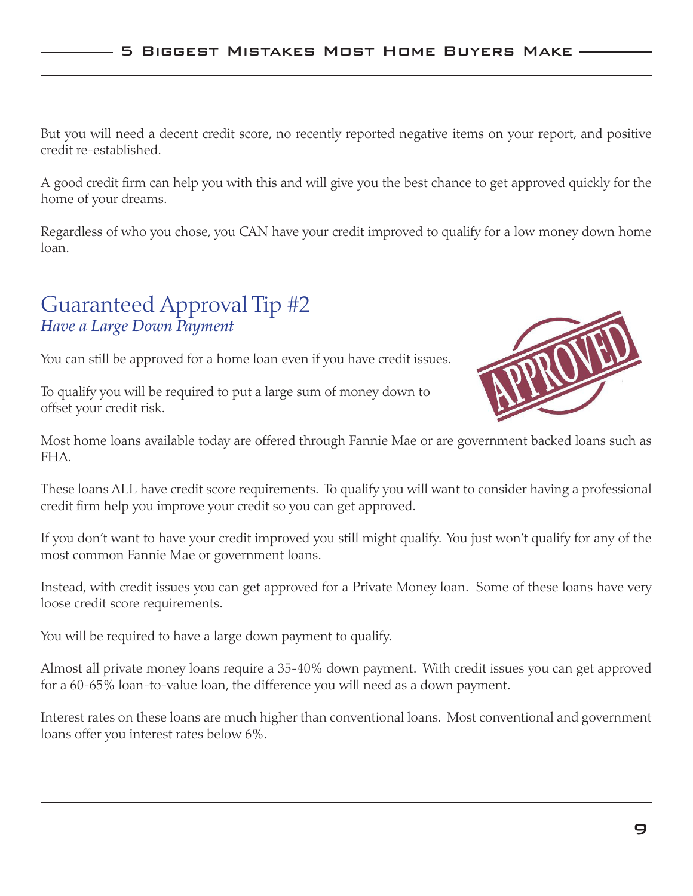But you will need a decent credit score, no recently reported negative items on your report, and positive credit re-established.

A good credit firm can help you with this and will give you the best chance to get approved quickly for the home of your dreams.

Regardless of who you chose, you CAN have your credit improved to qualify for a low money down home loan.

## Guaranteed Approval Tip #2

*Have a Large Down Payment*

You can still be approved for a home loan even if you have credit issues.

To qualify you will be required to put a large sum of money down to offset your credit risk.

Most home loans available today are offered through Fannie Mae or are government backed loans such as FHA.

These loans ALL have credit score requirements. To qualify you will want to consider having a professional credit firm help you improve your credit so you can get approved.

If you don't want to have your credit improved you still might qualify. You just won't qualify for any of the most common Fannie Mae or government loans.

Instead, with credit issues you can get approved for a Private Money loan. Some of these loans have very loose credit score requirements.

You will be required to have a large down payment to qualify.

Almost all private money loans require a 35-40% down payment. With credit issues you can get approved for a 60-65% loan-to-value loan, the difference you will need as a down payment.

Interest rates on these loans are much higher than conventional loans. Most conventional and government loans offer you interest rates below 6%.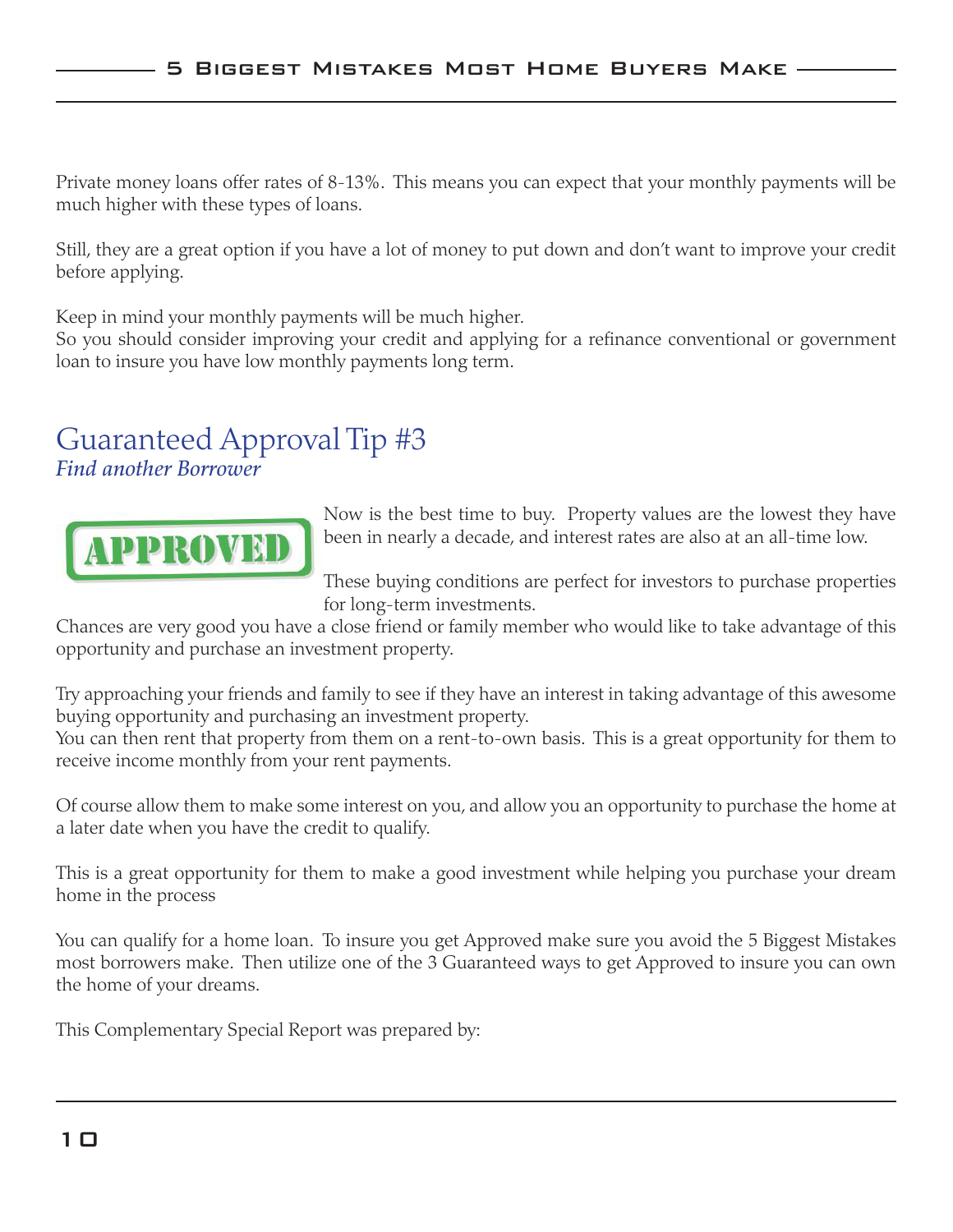Private money loans offer rates of 8-13%. This means you can expect that your monthly payments will be much higher with these types of loans.

Still, they are a great option if you have a lot of money to put down and don't want to improve your credit before applying.

Keep in mind your monthly payments will be much higher.
So you should consider improving your credit and applying for a refinance conventional or government loan to insure you have low monthly payments long term.

## Guaranteed Approval Tip #3

*Find another Borrower*

Now is the best time to buy. Property values are the lowest they have been in nearly a decade, and interest rates are also at an all-time low.

These buying conditions are perfect for investors to purchase properties for long-term investments.
Chances are very good you have a close friend or family member who would like to take advantage of this opportunity and purchase an investment property.

Try approaching your friends and family to see if they have an interest in taking advantage of this awesome buying opportunity and purchasing an investment property.
You can then rent that property from them on a rent-to-own basis. This is a great opportunity for them to receive income monthly from your rent payments.

Of course allow them to make some interest on you, and allow you an opportunity to purchase the home at a later date when you have the credit to qualify.

This is a great opportunity for them to make a good investment while helping you purchase your dream home in the process

You can qualify for a home loan. To insure you get Approved make sure you avoid the 5 Biggest Mistakes most borrowers make. Then utilize one of the 3 Guaranteed ways to get Approved to insure you can own the home of your dreams.

This Complementary Special Report was prepared by: